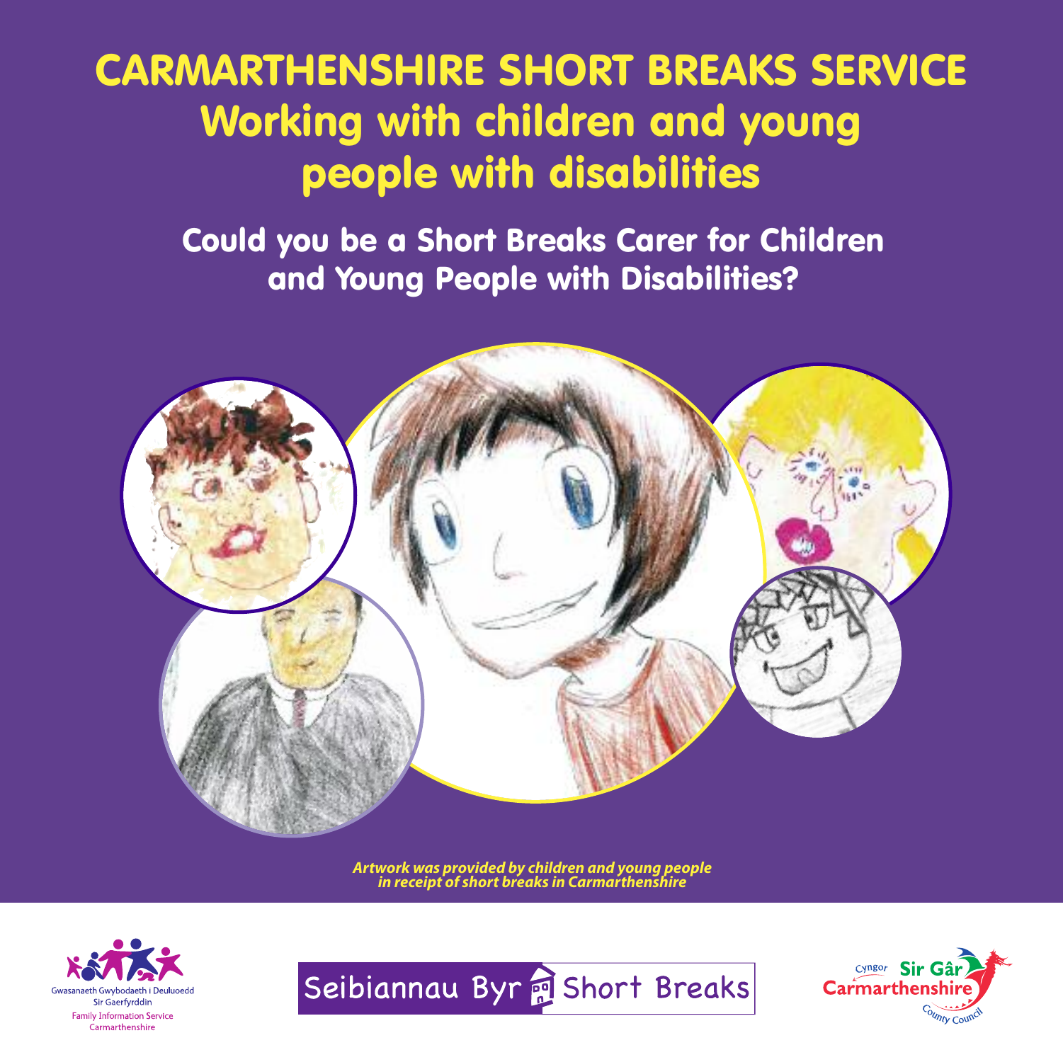# CARMARTHENSHIRE SHORT BREAKS SERVICE
# Working with children and young people with disabilities

## Could you be a Short Breaks Carer for Children and Young People with Disabilities?

*Artwork was provided by children and young people in receipt of short breaks in Carmarthenshire*

Gwasanaeth Gwybodaeth i Deuluoedd Sir Gaerfyrddin
Family Information Service Carmarthenshire

Seibiannau Byr | Short Breaks

Cyngor Sir Gâr
Carmarthenshire County Council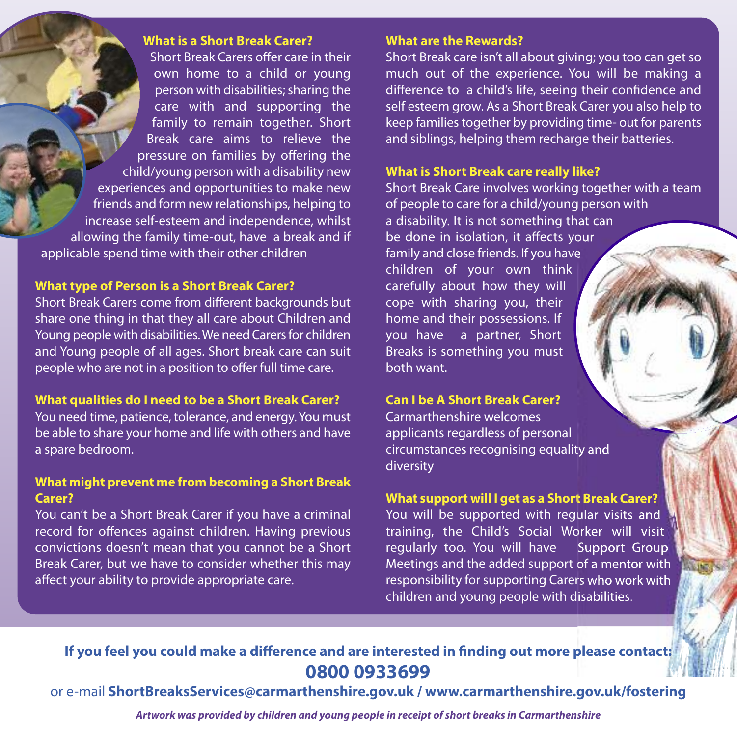### What is a Short Break Carer?

Short Break Carers offer care in their own home to a child or young person with disabilities; sharing the care with and supporting the family to remain together. Short Break care aims to relieve the pressure on families by offering the child/young person with a disability new experiences and opportunities to make new friends and form new relationships, helping to increase self-esteem and independence, whilst allowing the family time-out, have a break and if applicable spend time with their other children

### What type of Person is a Short Break Carer?

Short Break Carers come from different backgrounds but share one thing in that they all care about Children and Young people with disabilities. We need Carers for children and Young people of all ages. Short break care can suit people who are not in a position to offer full time care.

### What qualities do I need to be a Short Break Carer?

You need time, patience, tolerance, and energy. You must be able to share your home and life with others and have a spare bedroom.

### What might prevent me from becoming a Short Break Carer?

You can't be a Short Break Carer if you have a criminal record for offences against children. Having previous convictions doesn't mean that you cannot be a Short Break Carer, but we have to consider whether this may affect your ability to provide appropriate care.

### What are the Rewards?

Short Break care isn't all about giving; you too can get so much out of the experience. You will be making a difference to a child's life, seeing their confidence and self esteem grow. As a Short Break Carer you also help to keep families together by providing time- out for parents and siblings, helping them recharge their batteries.

### What is Short Break care really like?

Short Break Care involves working together with a team of people to care for a child/young person with a disability. It is not something that can be done in isolation, it affects your family and close friends. If you have children of your own think carefully about how they will cope with sharing you, their home and their possessions. If you have a partner, Short Breaks is something you must both want.

### Can I be A Short Break Carer?

Carmarthenshire welcomes applicants regardless of personal circumstances recognising equality and diversity

### What support will I get as a Short Break Carer?

You will be supported with regular visits and training, the Child's Social Worker will visit regularly too. You will have Support Group Meetings and the added support of a mentor with responsibility for supporting Carers who work with children and young people with disabilities.

**If you feel you could make a difference and are interested in finding out more please contact:**

**0800 0933699**

or e-mail **ShortBreaksServices@carmarthenshire.gov.uk / www.carmarthenshire.gov.uk/fostering**

***Artwork was provided by children and young people in receipt of short breaks in Carmarthenshire***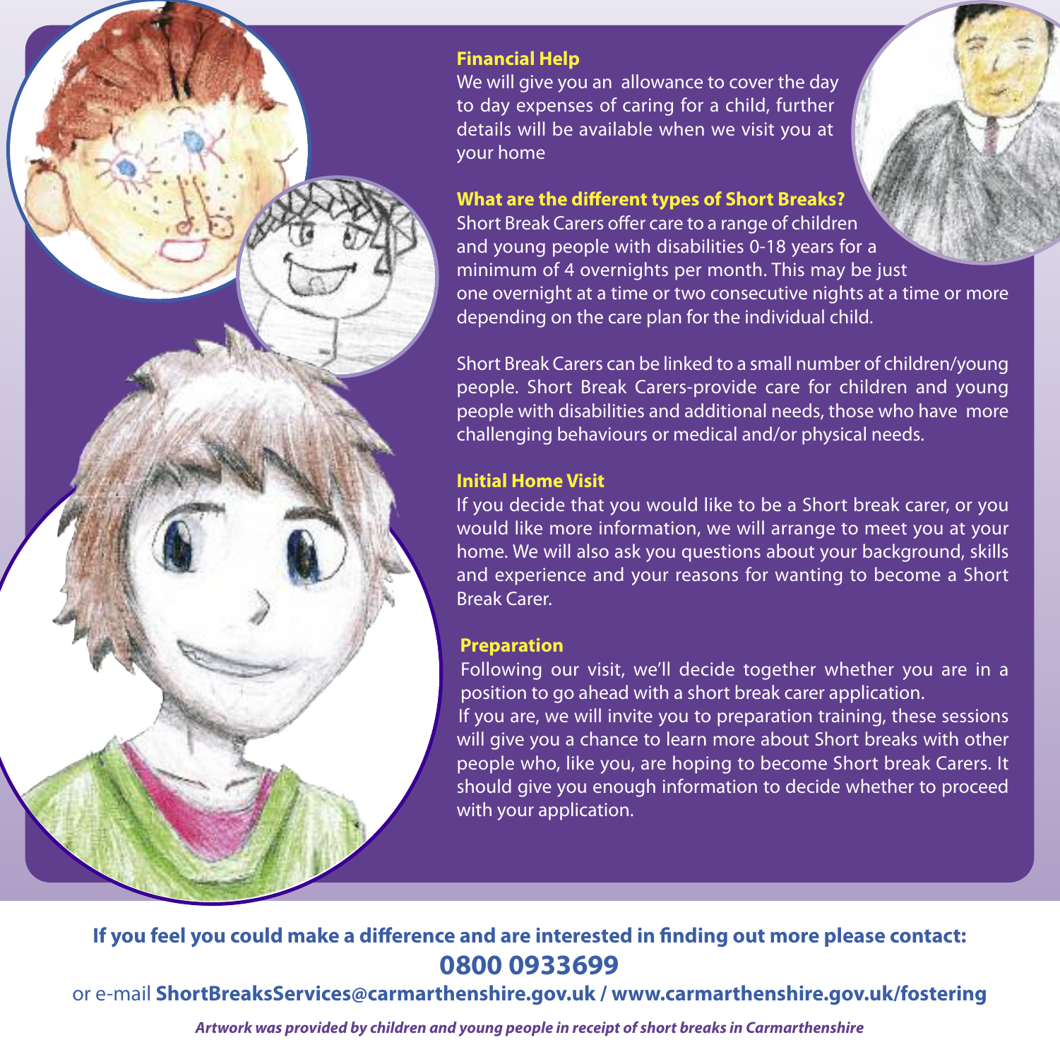## Financial Help

We will give you an allowance to cover the day to day expenses of caring for a child, further details will be available when we visit you at your home

## What are the different types of Short Breaks?

Short Break Carers offer care to a range of children and young people with disabilities 0-18 years for a minimum of 4 overnights per month. This may be just one overnight at a time or two consecutive nights at a time or more depending on the care plan for the individual child.

Short Break Carers can be linked to a small number of children/young people. Short Break Carers-provide care for children and young people with disabilities and additional needs, those who have more challenging behaviours or medical and/or physical needs.

## Initial Home Visit

If you decide that you would like to be a Short break carer, or you would like more information, we will arrange to meet you at your home. We will also ask you questions about your background, skills and experience and your reasons for wanting to become a Short Break Carer.

## Preparation

Following our visit, we'll decide together whether you are in a position to go ahead with a short break carer application.
If you are, we will invite you to preparation training, these sessions will give you a chance to learn more about Short breaks with other people who, like you, are hoping to become Short break Carers. It should give you enough information to decide whether to proceed with your application.

**If you feel you could make a difference and are interested in finding out more please contact:**

**0800 0933699**

or e-mail **ShortBreaksServices@carmarthenshire.gov.uk / www.carmarthenshire.gov.uk/fostering**

***Artwork was provided by children and young people in receipt of short breaks in Carmarthenshire***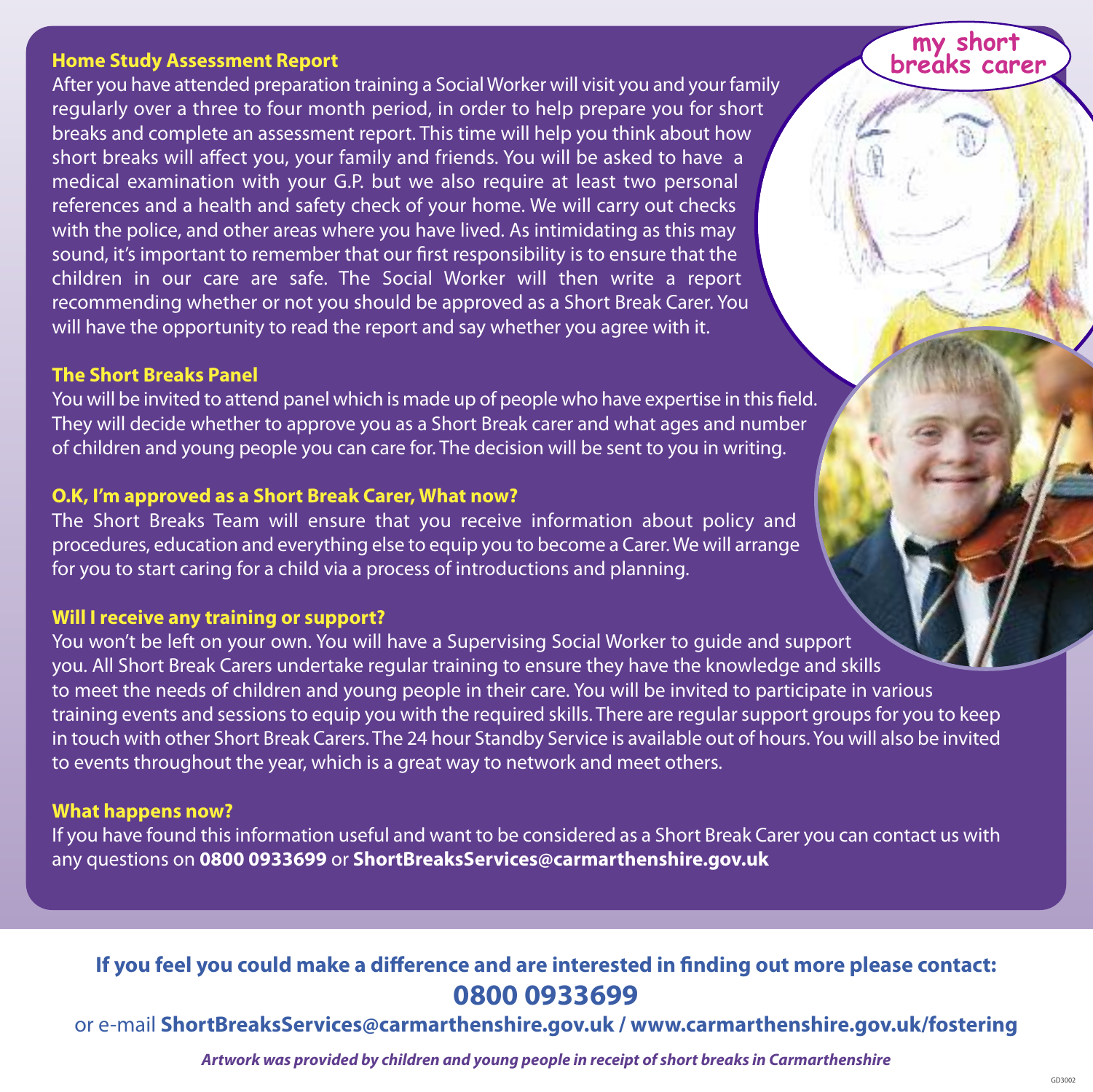## Home Study Assessment Report

After you have attended preparation training a Social Worker will visit you and your family regularly over a three to four month period, in order to help prepare you for short breaks and complete an assessment report. This time will help you think about how short breaks will affect you, your family and friends. You will be asked to have a medical examination with your G.P. but we also require at least two personal references and a health and safety check of your home. We will carry out checks with the police, and other areas where you have lived. As intimidating as this may sound, it's important to remember that our first responsibility is to ensure that the children in our care are safe. The Social Worker will then write a report recommending whether or not you should be approved as a Short Break Carer. You will have the opportunity to read the report and say whether you agree with it.

my short breaks carer

## The Short Breaks Panel

You will be invited to attend panel which is made up of people who have expertise in this field. They will decide whether to approve you as a Short Break carer and what ages and number of children and young people you can care for. The decision will be sent to you in writing.

## O.K, I'm approved as a Short Break Carer, What now?

The Short Breaks Team will ensure that you receive information about policy and procedures, education and everything else to equip you to become a Carer. We will arrange for you to start caring for a child via a process of introductions and planning.

## Will I receive any training or support?

You won't be left on your own. You will have a Supervising Social Worker to guide and support you. All Short Break Carers undertake regular training to ensure they have the knowledge and skills to meet the needs of children and young people in their care. You will be invited to participate in various training events and sessions to equip you with the required skills. There are regular support groups for you to keep in touch with other Short Break Carers. The 24 hour Standby Service is available out of hours. You will also be invited to events throughout the year, which is a great way to network and meet others.

## What happens now?

If you have found this information useful and want to be considered as a Short Break Carer you can contact us with any questions on **0800 0933699** or **ShortBreaksServices@carmarthenshire.gov.uk**

**If you feel you could make a difference and are interested in finding out more please contact:**

**0800 0933699**

or e-mail **ShortBreaksServices@carmarthenshire.gov.uk / www.carmarthenshire.gov.uk/fostering**

***Artwork was provided by children and young people in receipt of short breaks in Carmarthenshire***

GD3002